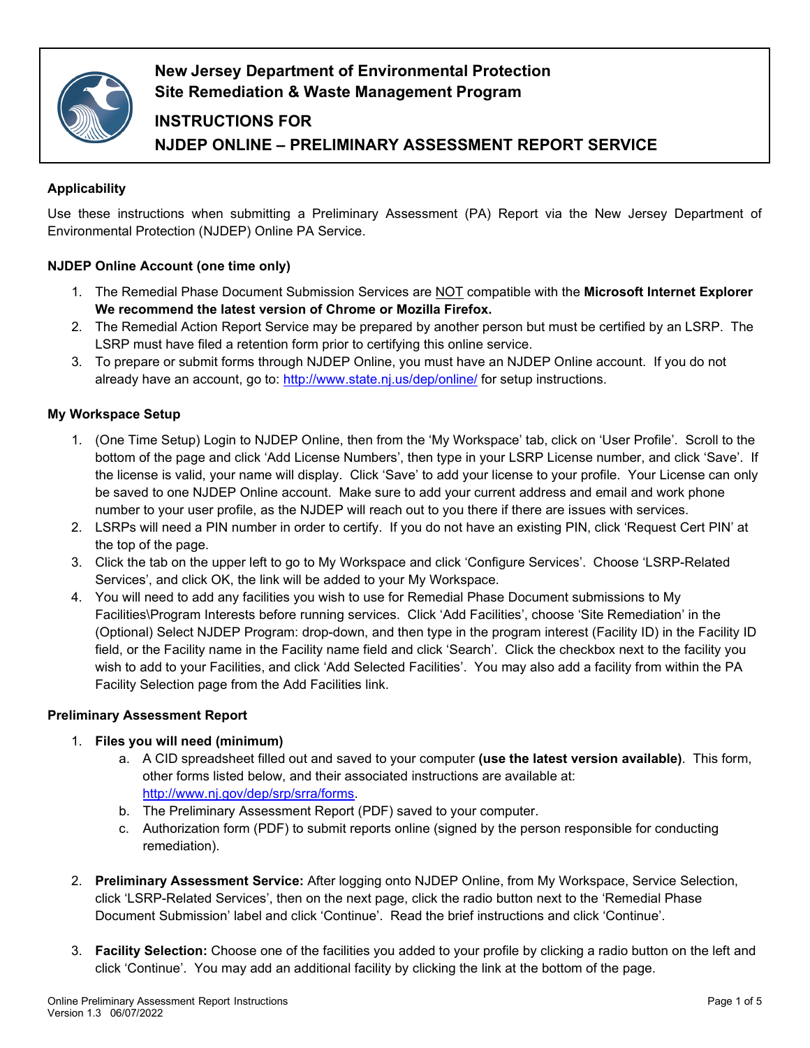# New Jersey Department of Environmental Protection
# Site Remediation & Waste Management Program

## INSTRUCTIONS FOR
## NJDEP ONLINE – PRELIMINARY ASSESSMENT REPORT SERVICE

### Applicability

Use these instructions when submitting a Preliminary Assessment (PA) Report via the New Jersey Department of Environmental Protection (NJDEP) Online PA Service.

### NJDEP Online Account (one time only)

1. The Remedial Phase Document Submission Services are NOT compatible with the **Microsoft Internet Explorer We recommend the latest version of Chrome or Mozilla Firefox.**
2. The Remedial Action Report Service may be prepared by another person but must be certified by an LSRP. The LSRP must have filed a retention form prior to certifying this online service.
3. To prepare or submit forms through NJDEP Online, you must have an NJDEP Online account. If you do not already have an account, go to: http://www.state.nj.us/dep/online/ for setup instructions.

### My Workspace Setup

1. (One Time Setup) Login to NJDEP Online, then from the 'My Workspace' tab, click on 'User Profile'. Scroll to the bottom of the page and click 'Add License Numbers', then type in your LSRP License number, and click 'Save'. If the license is valid, your name will display. Click 'Save' to add your license to your profile. Your License can only be saved to one NJDEP Online account. Make sure to add your current address and email and work phone number to your user profile, as the NJDEP will reach out to you there if there are issues with services.
2. LSRPs will need a PIN number in order to certify. If you do not have an existing PIN, click 'Request Cert PIN' at the top of the page.
3. Click the tab on the upper left to go to My Workspace and click 'Configure Services'. Choose 'LSRP-Related Services', and click OK, the link will be added to your My Workspace.
4. You will need to add any facilities you wish to use for Remedial Phase Document submissions to My Facilities\Program Interests before running services. Click 'Add Facilities', choose 'Site Remediation' in the (Optional) Select NJDEP Program: drop-down, and then type in the program interest (Facility ID) in the Facility ID field, or the Facility name in the Facility name field and click 'Search'. Click the checkbox next to the facility you wish to add to your Facilities, and click 'Add Selected Facilities'. You may also add a facility from within the PA Facility Selection page from the Add Facilities link.

### Preliminary Assessment Report

1. **Files you will need (minimum)**
   a. A CID spreadsheet filled out and saved to your computer **(use the latest version available)**. This form, other forms listed below, and their associated instructions are available at: http://www.nj.gov/dep/srp/srra/forms.
   b. The Preliminary Assessment Report (PDF) saved to your computer.
   c. Authorization form (PDF) to submit reports online (signed by the person responsible for conducting remediation).

2. **Preliminary Assessment Service:** After logging onto NJDEP Online, from My Workspace, Service Selection, click 'LSRP-Related Services', then on the next page, click the radio button next to the 'Remedial Phase Document Submission' label and click 'Continue'. Read the brief instructions and click 'Continue'.

3. **Facility Selection:** Choose one of the facilities you added to your profile by clicking a radio button on the left and click 'Continue'. You may add an additional facility by clicking the link at the bottom of the page.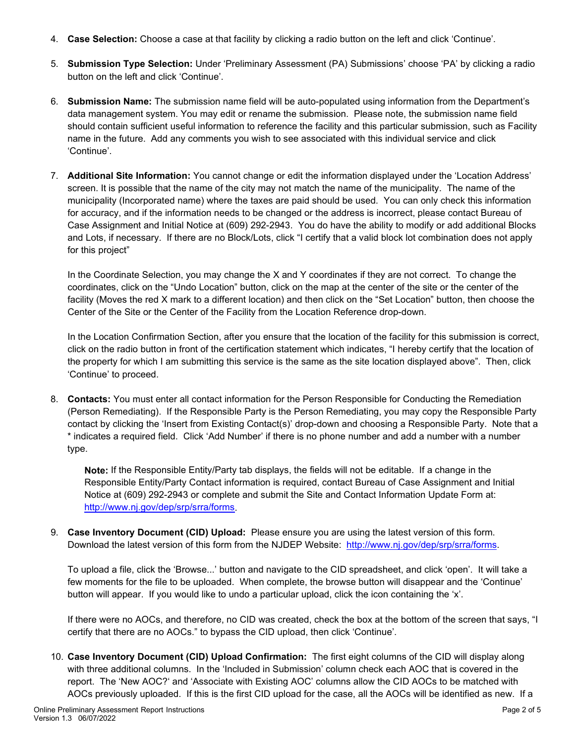4. **Case Selection:** Choose a case at that facility by clicking a radio button on the left and click 'Continue'.

5. **Submission Type Selection:** Under 'Preliminary Assessment (PA) Submissions' choose 'PA' by clicking a radio button on the left and click 'Continue'.

6. **Submission Name:** The submission name field will be auto-populated using information from the Department's data management system. You may edit or rename the submission. Please note, the submission name field should contain sufficient useful information to reference the facility and this particular submission, such as Facility name in the future. Add any comments you wish to see associated with this individual service and click 'Continue'.

7. **Additional Site Information:** You cannot change or edit the information displayed under the 'Location Address' screen. It is possible that the name of the city may not match the name of the municipality. The name of the municipality (Incorporated name) where the taxes are paid should be used. You can only check this information for accuracy, and if the information needs to be changed or the address is incorrect, please contact Bureau of Case Assignment and Initial Notice at (609) 292-2943. You do have the ability to modify or add additional Blocks and Lots, if necessary. If there are no Block/Lots, click "I certify that a valid block lot combination does not apply for this project"

   In the Coordinate Selection, you may change the X and Y coordinates if they are not correct. To change the coordinates, click on the "Undo Location" button, click on the map at the center of the site or the center of the facility (Moves the red X mark to a different location) and then click on the "Set Location" button, then choose the Center of the Site or the Center of the Facility from the Location Reference drop-down.

   In the Location Confirmation Section, after you ensure that the location of the facility for this submission is correct, click on the radio button in front of the certification statement which indicates, "I hereby certify that the location of the property for which I am submitting this service is the same as the site location displayed above". Then, click 'Continue' to proceed.

8. **Contacts:** You must enter all contact information for the Person Responsible for Conducting the Remediation (Person Remediating). If the Responsible Party is the Person Remediating, you may copy the Responsible Party contact by clicking the 'Insert from Existing Contact(s)' drop-down and choosing a Responsible Party. Note that a * indicates a required field. Click 'Add Number' if there is no phone number and add a number with a number type.

   > **Note:** If the Responsible Entity/Party tab displays, the fields will not be editable. If a change in the Responsible Entity/Party Contact information is required, contact Bureau of Case Assignment and Initial Notice at (609) 292-2943 or complete and submit the Site and Contact Information Update Form at: http://www.nj.gov/dep/srp/srra/forms.

9. **Case Inventory Document (CID) Upload:** Please ensure you are using the latest version of this form. Download the latest version of this form from the NJDEP Website: http://www.nj.gov/dep/srp/srra/forms.

   To upload a file, click the 'Browse...' button and navigate to the CID spreadsheet, and click 'open'. It will take a few moments for the file to be uploaded. When complete, the browse button will disappear and the 'Continue' button will appear. If you would like to undo a particular upload, click the icon containing the 'x'.

   If there were no AOCs, and therefore, no CID was created, check the box at the bottom of the screen that says, "I certify that there are no AOCs." to bypass the CID upload, then click 'Continue'.

10. **Case Inventory Document (CID) Upload Confirmation:** The first eight columns of the CID will display along with three additional columns. In the 'Included in Submission' column check each AOC that is covered in the report. The 'New AOC?' and 'Associate with Existing AOC' columns allow the CID AOCs to be matched with AOCs previously uploaded. If this is the first CID upload for the case, all the AOCs will be identified as new. If a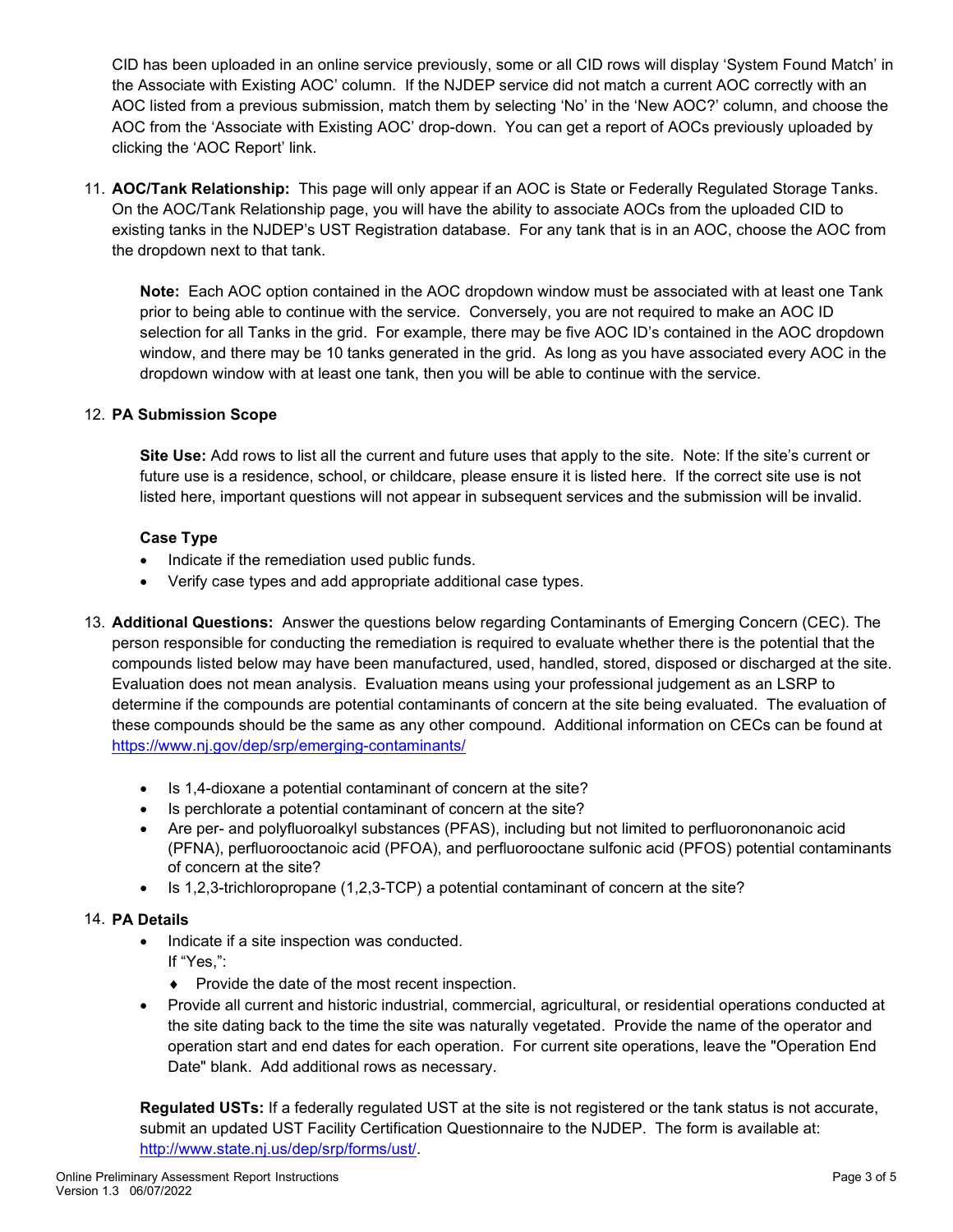CID has been uploaded in an online service previously, some or all CID rows will display 'System Found Match' in the Associate with Existing AOC' column. If the NJDEP service did not match a current AOC correctly with an AOC listed from a previous submission, match them by selecting 'No' in the 'New AOC?' column, and choose the AOC from the 'Associate with Existing AOC' drop-down. You can get a report of AOCs previously uploaded by clicking the 'AOC Report' link.

11. **AOC/Tank Relationship:** This page will only appear if an AOC is State or Federally Regulated Storage Tanks. On the AOC/Tank Relationship page, you will have the ability to associate AOCs from the uploaded CID to existing tanks in the NJDEP's UST Registration database. For any tank that is in an AOC, choose the AOC from the dropdown next to that tank.

    **Note:** Each AOC option contained in the AOC dropdown window must be associated with at least one Tank prior to being able to continue with the service. Conversely, you are not required to make an AOC ID selection for all Tanks in the grid. For example, there may be five AOC ID's contained in the AOC dropdown window, and there may be 10 tanks generated in the grid. As long as you have associated every AOC in the dropdown window with at least one tank, then you will be able to continue with the service.

12. **PA Submission Scope**

    **Site Use:** Add rows to list all the current and future uses that apply to the site. Note: If the site's current or future use is a residence, school, or childcare, please ensure it is listed here. If the correct site use is not listed here, important questions will not appear in subsequent services and the submission will be invalid.

    **Case Type**
    - Indicate if the remediation used public funds.
    - Verify case types and add appropriate additional case types.

13. **Additional Questions:** Answer the questions below regarding Contaminants of Emerging Concern (CEC). The person responsible for conducting the remediation is required to evaluate whether there is the potential that the compounds listed below may have been manufactured, used, handled, stored, disposed or discharged at the site. Evaluation does not mean analysis. Evaluation means using your professional judgement as an LSRP to determine if the compounds are potential contaminants of concern at the site being evaluated. The evaluation of these compounds should be the same as any other compound. Additional information on CECs can be found at https://www.nj.gov/dep/srp/emerging-contaminants/

    - Is 1,4-dioxane a potential contaminant of concern at the site?
    - Is perchlorate a potential contaminant of concern at the site?
    - Are per- and polyfluoroalkyl substances (PFAS), including but not limited to perfluorononanoic acid (PFNA), perfluorooctanoic acid (PFOA), and perfluorooctane sulfonic acid (PFOS) potential contaminants of concern at the site?
    - Is 1,2,3-trichloropropane (1,2,3-TCP) a potential contaminant of concern at the site?

14. **PA Details**
    - Indicate if a site inspection was conducted.
      If "Yes,":
        - Provide the date of the most recent inspection.
    - Provide all current and historic industrial, commercial, agricultural, or residential operations conducted at the site dating back to the time the site was naturally vegetated. Provide the name of the operator and operation start and end dates for each operation. For current site operations, leave the "Operation End Date" blank. Add additional rows as necessary.

    **Regulated USTs:** If a federally regulated UST at the site is not registered or the tank status is not accurate, submit an updated UST Facility Certification Questionnaire to the NJDEP. The form is available at: http://www.state.nj.us/dep/srp/forms/ust/.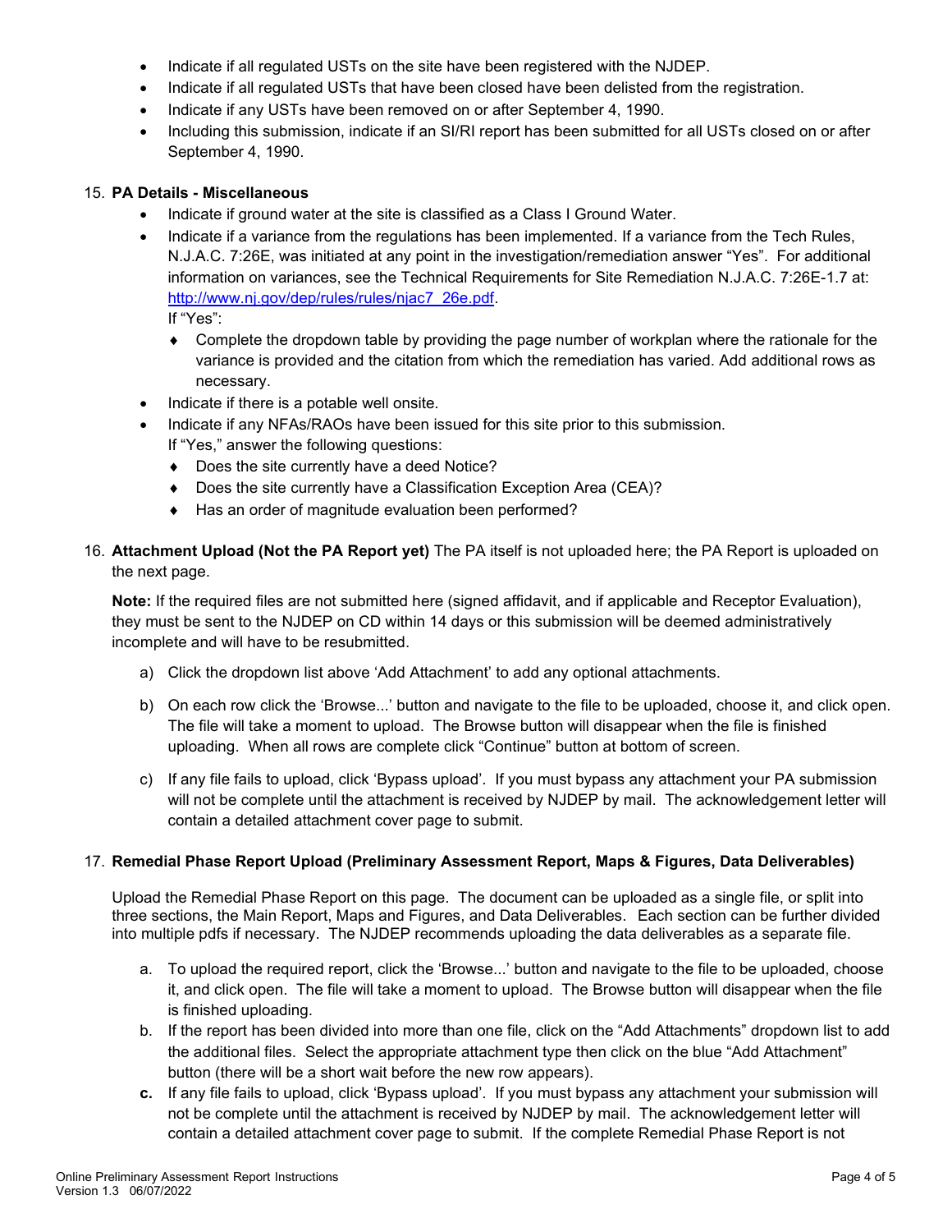- Indicate if all regulated USTs on the site have been registered with the NJDEP.
- Indicate if all regulated USTs that have been closed have been delisted from the registration.
- Indicate if any USTs have been removed on or after September 4, 1990.
- Including this submission, indicate if an SI/RI report has been submitted for all USTs closed on or after September 4, 1990.

15. **PA Details - Miscellaneous**
    - Indicate if ground water at the site is classified as a Class I Ground Water.
    - Indicate if a variance from the regulations has been implemented. If a variance from the Tech Rules, N.J.A.C. 7:26E, was initiated at any point in the investigation/remediation answer "Yes". For additional information on variances, see the Technical Requirements for Site Remediation N.J.A.C. 7:26E-1.7 at: [http://www.nj.gov/dep/rules/rules/njac7_26e.pdf](http://www.nj.gov/dep/rules/rules/njac7_26e.pdf).
      If "Yes":
      - Complete the dropdown table by providing the page number of workplan where the rationale for the variance is provided and the citation from which the remediation has varied. Add additional rows as necessary.
    - Indicate if there is a potable well onsite.
    - Indicate if any NFAs/RAOs have been issued for this site prior to this submission.
      If "Yes," answer the following questions:
      - Does the site currently have a deed Notice?
      - Does the site currently have a Classification Exception Area (CEA)?
      - Has an order of magnitude evaluation been performed?

16. **Attachment Upload (Not the PA Report yet)** The PA itself is not uploaded here; the PA Report is uploaded on the next page.

    **Note:** If the required files are not submitted here (signed affidavit, and if applicable and Receptor Evaluation), they must be sent to the NJDEP on CD within 14 days or this submission will be deemed administratively incomplete and will have to be resubmitted.

    a) Click the dropdown list above 'Add Attachment' to add any optional attachments.

    b) On each row click the 'Browse...' button and navigate to the file to be uploaded, choose it, and click open. The file will take a moment to upload. The Browse button will disappear when the file is finished uploading. When all rows are complete click "Continue" button at bottom of screen.

    c) If any file fails to upload, click 'Bypass upload'. If you must bypass any attachment your PA submission will not be complete until the attachment is received by NJDEP by mail. The acknowledgement letter will contain a detailed attachment cover page to submit.

17. **Remedial Phase Report Upload (Preliminary Assessment Report, Maps & Figures, Data Deliverables)**

    Upload the Remedial Phase Report on this page. The document can be uploaded as a single file, or split into three sections, the Main Report, Maps and Figures, and Data Deliverables. Each section can be further divided into multiple pdfs if necessary. The NJDEP recommends uploading the data deliverables as a separate file.

    a. To upload the required report, click the 'Browse...' button and navigate to the file to be uploaded, choose it, and click open. The file will take a moment to upload. The Browse button will disappear when the file is finished uploading.
    b. If the report has been divided into more than one file, click on the "Add Attachments" dropdown list to add the additional files. Select the appropriate attachment type then click on the blue "Add Attachment" button (there will be a short wait before the new row appears).
    **c.** If any file fails to upload, click 'Bypass upload'. If you must bypass any attachment your submission will not be complete until the attachment is received by NJDEP by mail. The acknowledgement letter will contain a detailed attachment cover page to submit. If the complete Remedial Phase Report is not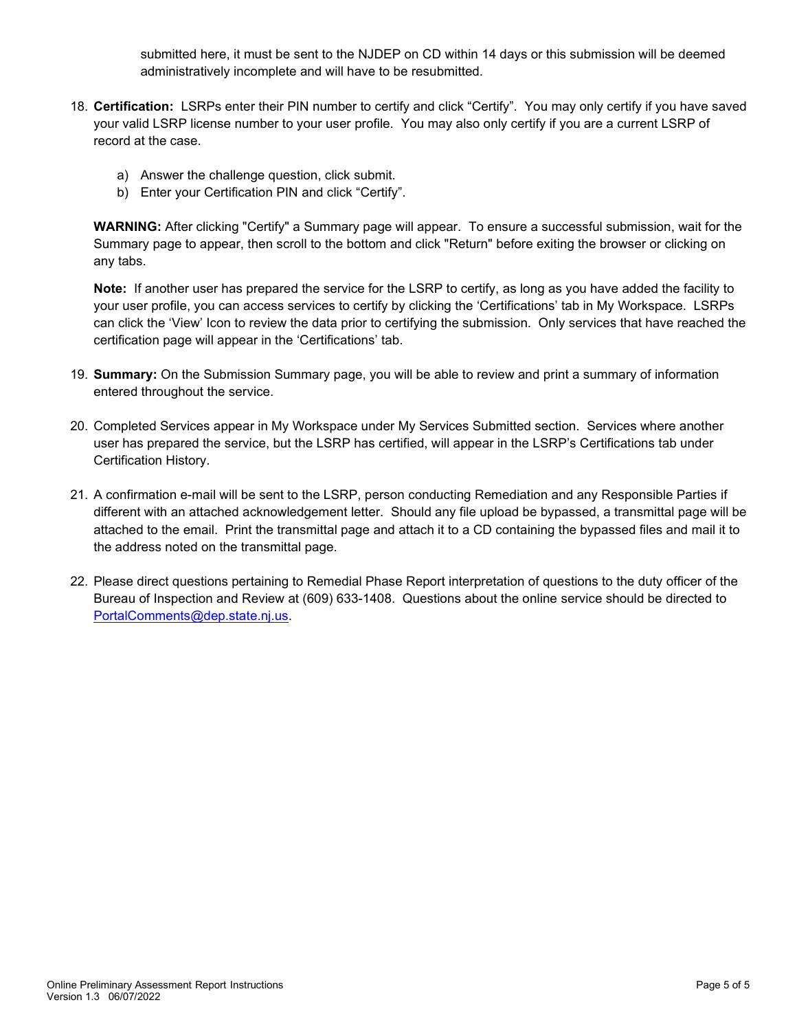submitted here, it must be sent to the NJDEP on CD within 14 days or this submission will be deemed administratively incomplete and will have to be resubmitted.

18. **Certification:** LSRPs enter their PIN number to certify and click "Certify". You may only certify if you have saved your valid LSRP license number to your user profile. You may also only certify if you are a current LSRP of record at the case.

    a) Answer the challenge question, click submit.
    b) Enter your Certification PIN and click "Certify".

    **WARNING:** After clicking "Certify" a Summary page will appear. To ensure a successful submission, wait for the Summary page to appear, then scroll to the bottom and click "Return" before exiting the browser or clicking on any tabs.

    **Note:** If another user has prepared the service for the LSRP to certify, as long as you have added the facility to your user profile, you can access services to certify by clicking the 'Certifications' tab in My Workspace. LSRPs can click the 'View' Icon to review the data prior to certifying the submission. Only services that have reached the certification page will appear in the 'Certifications' tab.

19. **Summary:** On the Submission Summary page, you will be able to review and print a summary of information entered throughout the service.

20. Completed Services appear in My Workspace under My Services Submitted section. Services where another user has prepared the service, but the LSRP has certified, will appear in the LSRP's Certifications tab under Certification History.

21. A confirmation e-mail will be sent to the LSRP, person conducting Remediation and any Responsible Parties if different with an attached acknowledgement letter. Should any file upload be bypassed, a transmittal page will be attached to the email. Print the transmittal page and attach it to a CD containing the bypassed files and mail it to the address noted on the transmittal page.

22. Please direct questions pertaining to Remedial Phase Report interpretation of questions to the duty officer of the Bureau of Inspection and Review at (609) 633-1408. Questions about the online service should be directed to PortalComments@dep.state.nj.us.